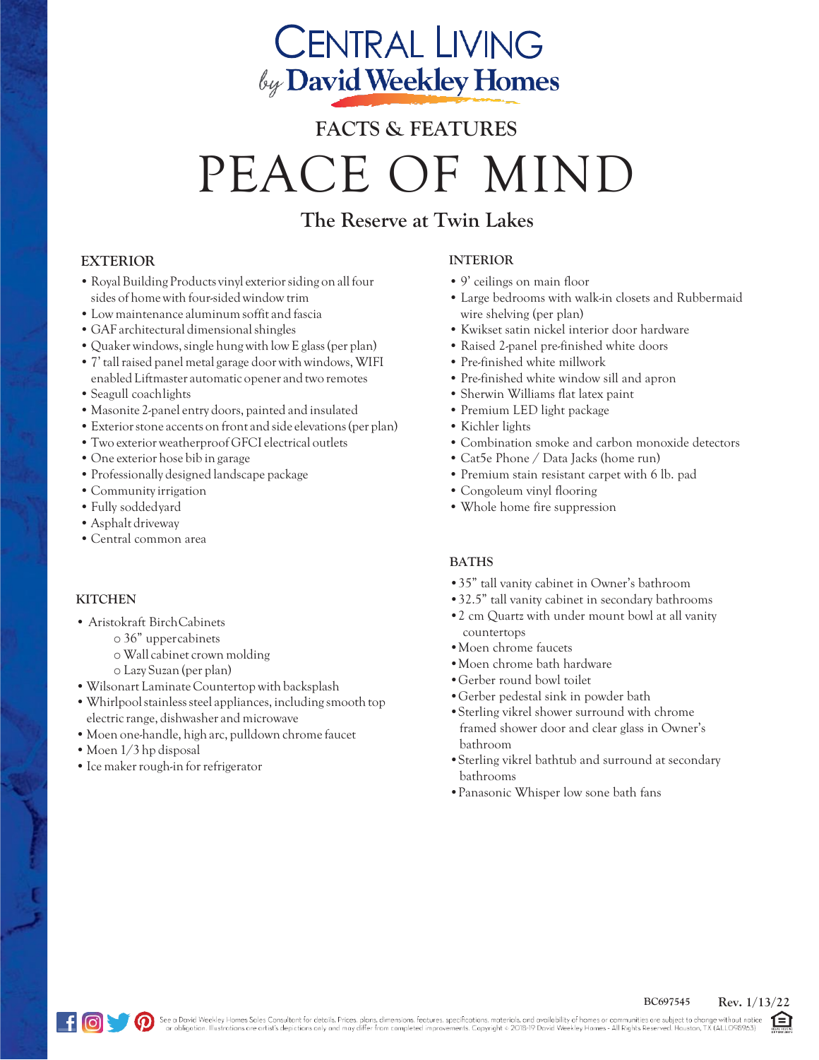# CENTRAL LIVING by David Weekley Homes

## FACTS & FEATURES

# PEACE OF MIND

## The Reserve at Twin Lakes

### EXTERIOR

- Royal Building Products vinyl exterior siding on all four sides of home with four-sided window trim
- Low maintenance aluminum soffit and fascia
- GAF architectural dimensional shingles
- Quaker windows, single hung with low E glass (per plan)
- 7' tall raised panel metal garage door with windows, WIFI enabled Liftmaster automatic opener and two remotes
- Seagull coachlights
- Masonite 2-panel entry doors, painted and insulated
- Exterior stone accents on front and side elevations (per plan)
- Two exterior weatherproof GFCI electrical outlets
- One exterior hose bib in garage
- Professionally designed landscape package
- Community irrigation
- Fully sodded yard
- Asphalt driveway
- Central common area

### KITCHEN

- Aristokraft Birch Cabinets
  - 36" upper cabinets
  - Wall cabinet crown molding
  - Lazy Suzan (per plan)
- Wilsonart Laminate Countertop with backsplash
- Whirlpool stainless steel appliances, including smooth top electric range, dishwasher and microwave
- Moen one-handle, high arc, pulldown chrome faucet
- Moen 1/3 hp disposal
- Ice maker rough-in for refrigerator

### INTERIOR

- 9' ceilings on main floor
- Large bedrooms with walk-in closets and Rubbermaid wire shelving (per plan)
- Kwikset satin nickel interior door hardware
- Raised 2-panel pre-finished white doors
- Pre-finished white millwork
- Pre-finished white window sill and apron
- Sherwin Williams flat latex paint
- Premium LED light package
- Kichler lights
- Combination smoke and carbon monoxide detectors
- Cat5e Phone / Data Jacks (home run)
- Premium stain resistant carpet with 6 lb. pad
- Congoleum vinyl flooring
- Whole home fire suppression

### BATHS

- 35" tall vanity cabinet in Owner's bathroom
- 32.5" tall vanity cabinet in secondary bathrooms
- 2 cm Quartz with under mount bowl at all vanity countertops
- Moen chrome faucets
- Moen chrome bath hardware
- Gerber round bowl toilet
- Gerber pedestal sink in powder bath
- Sterling vikrel shower surround with chrome framed shower door and clear glass in Owner's bathroom
- Sterling vikrel bathtub and surround at secondary bathrooms
- Panasonic Whisper low sone bath fans

BC697545 Rev. 1/13/22

See a David Weekley Homes Sales Consultant for details. Prices, plans, dimensions, features, specifications, materials, and availability of homes or communities are subject to change without notice or obligation. Illustrations are artist's depictions only and may differ from completed improvements. Copyright © 2018-19 David Weekley Homes - All Rights Reserved. Houston, TX (ALL098963)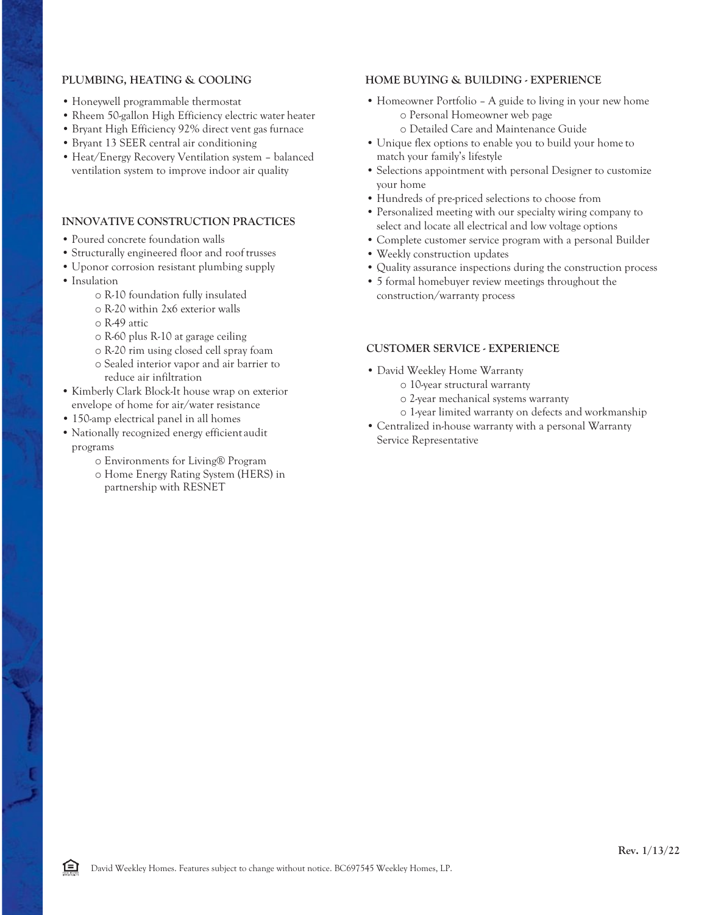## PLUMBING, HEATING & COOLING

- Honeywell programmable thermostat
- Rheem 50-gallon High Efficiency electric water heater
- Bryant High Efficiency 92% direct vent gas furnace
- Bryant 13 SEER central air conditioning
- Heat/Energy Recovery Ventilation system – balanced ventilation system to improve indoor air quality

## INNOVATIVE CONSTRUCTION PRACTICES

- Poured concrete foundation walls
- Structurally engineered floor and roof trusses
- Uponor corrosion resistant plumbing supply
- Insulation
    - R-10 foundation fully insulated
    - R-20 within 2x6 exterior walls
    - R-49 attic
    - R-60 plus R-10 at garage ceiling
    - R-20 rim using closed cell spray foam
    - Sealed interior vapor and air barrier to reduce air infiltration
- Kimberly Clark Block-It house wrap on exterior envelope of home for air/water resistance
- 150-amp electrical panel in all homes
- Nationally recognized energy efficient audit programs
    - Environments for Living® Program
    - Home Energy Rating System (HERS) in partnership with RESNET

## HOME BUYING & BUILDING - EXPERIENCE

- Homeowner Portfolio – A guide to living in your new home
    - Personal Homeowner web page
    - Detailed Care and Maintenance Guide
- Unique flex options to enable you to build your home to match your family's lifestyle
- Selections appointment with personal Designer to customize your home
- Hundreds of pre-priced selections to choose from
- Personalized meeting with our specialty wiring company to select and locate all electrical and low voltage options
- Complete customer service program with a personal Builder
- Weekly construction updates
- Quality assurance inspections during the construction process
- 5 formal homebuyer review meetings throughout the construction/warranty process

## CUSTOMER SERVICE - EXPERIENCE

- David Weekley Home Warranty
    - 10-year structural warranty
    - 2-year mechanical systems warranty
    - 1-year limited warranty on defects and workmanship
- Centralized in-house warranty with a personal Warranty Service Representative

**Rev. 1/13/22**

David Weekley Homes. Features subject to change without notice. BC697545 Weekley Homes, LP.